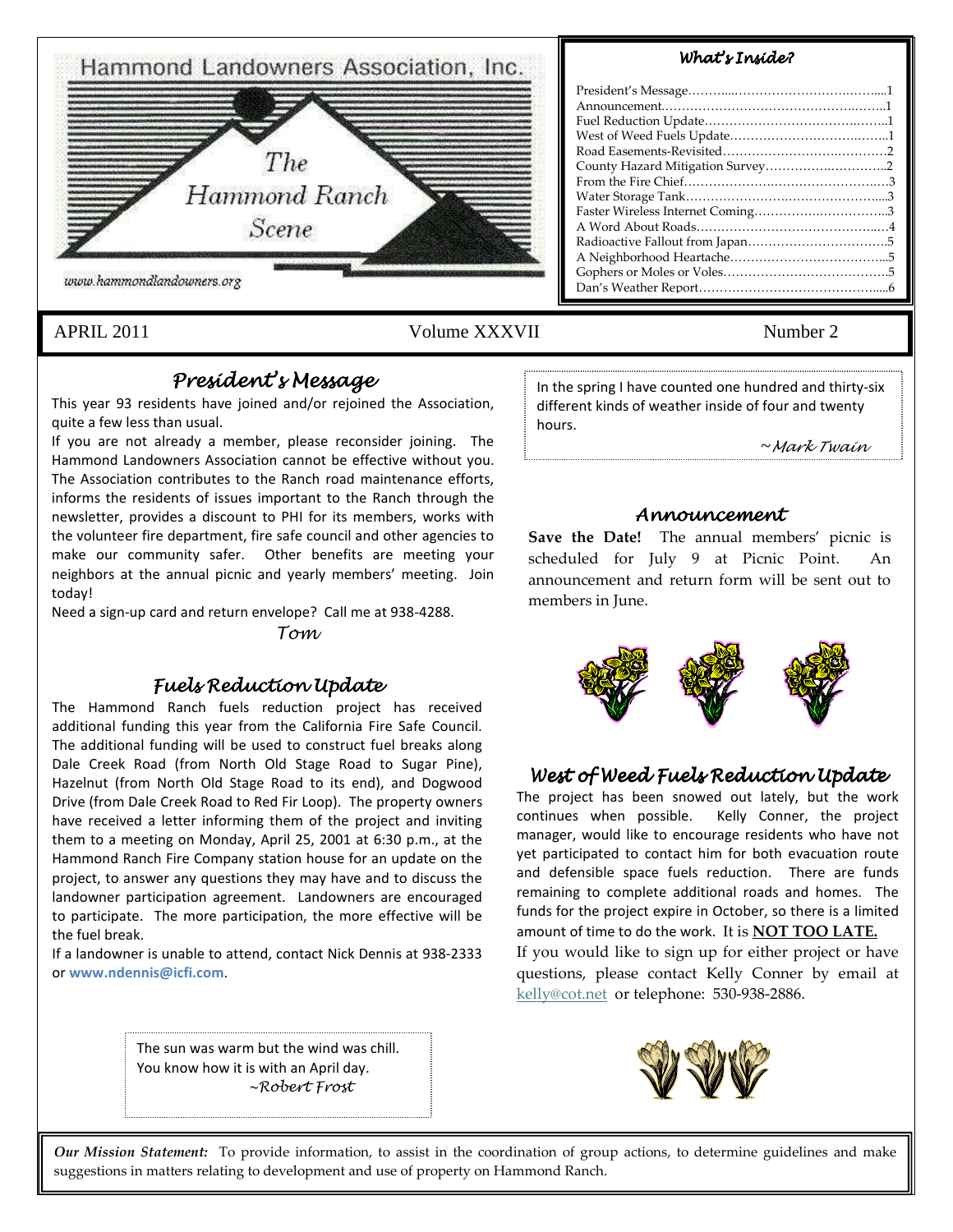# Hammond Landowners Association, Inc.

## The Hammond Ranch Scene

www.hammondlandowners.org

### *What's Inside?*

President's Message……………………………………………1
Announcement…………………………………………………1
Fuel Reduction Update………………………………………1
West of Weed Fuels Update…………………………………1
Road Easements-Revisited……………………………………2
County Hazard Mitigation Survey……………………………2
From the Fire Chief……………………………………………3
Water Storage Tank……………………………………………3
Faster Wireless Internet Coming……………………………3
A Word About Roads…………………………………………4
Radioactive Fallout from Japan………………………………5
A Neighborhood Heartache……………………………………5
Gophers or Moles or Voles……………………………………5
Dan's Weather Report…………………………………………6

APRIL 2011 Volume XXXVII Number 2

## *President's Message*

This year 93 residents have joined and/or rejoined the Association, quite a few less than usual.

If you are not already a member, please reconsider joining. The Hammond Landowners Association cannot be effective without you. The Association contributes to the Ranch road maintenance efforts, informs the residents of issues important to the Ranch through the newsletter, provides a discount to PHI for its members, works with the volunteer fire department, fire safe council and other agencies to make our community safer. Other benefits are meeting your neighbors at the annual picnic and yearly members' meeting. Join today!

Need a sign-up card and return envelope? Call me at 938-4288.

*Tom*

## *Fuels Reduction Update*

The Hammond Ranch fuels reduction project has received additional funding this year from the California Fire Safe Council. The additional funding will be used to construct fuel breaks along Dale Creek Road (from North Old Stage Road to Sugar Pine), Hazelnut (from North Old Stage Road to its end), and Dogwood Drive (from Dale Creek Road to Red Fir Loop). The property owners have received a letter informing them of the project and inviting them to a meeting on Monday, April 25, 2001 at 6:30 p.m., at the Hammond Ranch Fire Company station house for an update on the project, to answer any questions they may have and to discuss the landowner participation agreement. Landowners are encouraged to participate. The more participation, the more effective will be the fuel break.

If a landowner is unable to attend, contact Nick Dennis at 938-2333 or **www.ndennis@icfi.com**.

> The sun was warm but the wind was chill.
> You know how it is with an April day.
> *~Robert Frost*

> In the spring I have counted one hundred and thirty-six different kinds of weather inside of four and twenty hours.
> *~Mark Twain*

## *Announcement*

**Save the Date!** The annual members' picnic is scheduled for July 9 at Picnic Point. An announcement and return form will be sent out to members in June.

## *West of Weed Fuels Reduction Update*

The project has been snowed out lately, but the work continues when possible. Kelly Conner, the project manager, would like to encourage residents who have not yet participated to contact him for both evacuation route and defensible space fuels reduction. There are funds remaining to complete additional roads and homes. The funds for the project expire in October, so there is a limited amount of time to do the work. It is **NOT TOO LATE.**

If you would like to sign up for either project or have questions, please contact Kelly Conner by email at kelly@cot.net or telephone: 530-938-2886.

*Our Mission Statement:* To provide information, to assist in the coordination of group actions, to determine guidelines and make suggestions in matters relating to development and use of property on Hammond Ranch.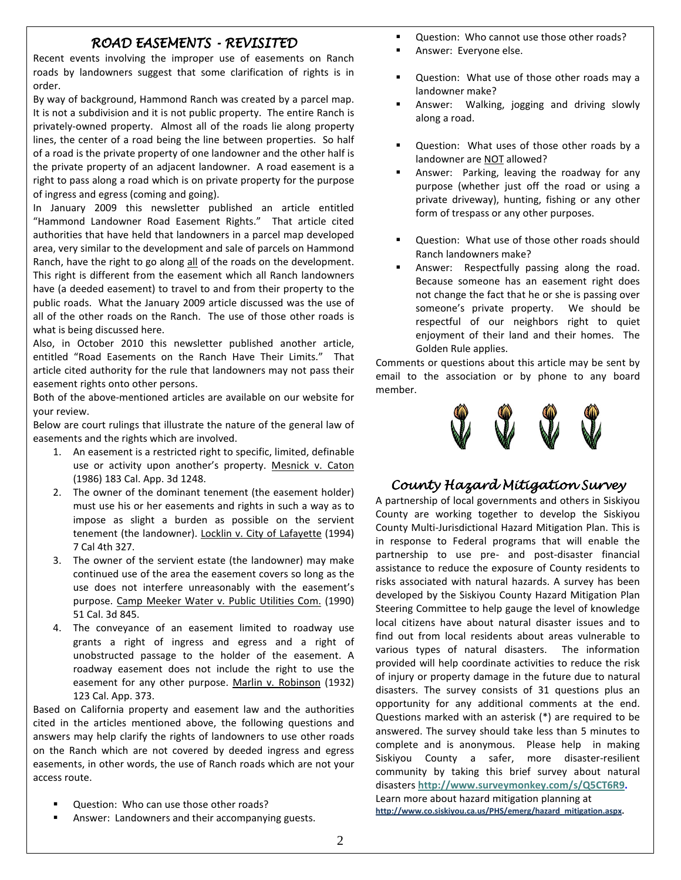## *ROAD EASEMENTS - REVISITED*

Recent events involving the improper use of easements on Ranch roads by landowners suggest that some clarification of rights is in order.

By way of background, Hammond Ranch was created by a parcel map. It is not a subdivision and it is not public property. The entire Ranch is privately-owned property. Almost all of the roads lie along property lines, the center of a road being the line between properties. So half of a road is the private property of one landowner and the other half is the private property of an adjacent landowner. A road easement is a right to pass along a road which is on private property for the purpose of ingress and egress (coming and going).

In January 2009 this newsletter published an article entitled "Hammond Landowner Road Easement Rights." That article cited authorities that have held that landowners in a parcel map developed area, very similar to the development and sale of parcels on Hammond Ranch, have the right to go along all of the roads on the development. This right is different from the easement which all Ranch landowners have (a deeded easement) to travel to and from their property to the public roads. What the January 2009 article discussed was the use of all of the other roads on the Ranch. The use of those other roads is what is being discussed here.

Also, in October 2010 this newsletter published another article, entitled "Road Easements on the Ranch Have Their Limits." That article cited authority for the rule that landowners may not pass their easement rights onto other persons.

Both of the above-mentioned articles are available on our website for your review.

Below are court rulings that illustrate the nature of the general law of easements and the rights which are involved.

1. An easement is a restricted right to specific, limited, definable use or activity upon another's property. Mesnick v. Caton (1986) 183 Cal. App. 3d 1248.
2. The owner of the dominant tenement (the easement holder) must use his or her easements and rights in such a way as to impose as slight a burden as possible on the servient tenement (the landowner). Locklin v. City of Lafayette (1994) 7 Cal 4th 327.
3. The owner of the servient estate (the landowner) may make continued use of the area the easement covers so long as the use does not interfere unreasonably with the easement's purpose. Camp Meeker Water v. Public Utilities Com. (1990) 51 Cal. 3d 845.
4. The conveyance of an easement limited to roadway use grants a right of ingress and egress and a right of unobstructed passage to the holder of the easement. A roadway easement does not include the right to use the easement for any other purpose. Marlin v. Robinson (1932) 123 Cal. App. 373.

Based on California property and easement law and the authorities cited in the articles mentioned above, the following questions and answers may help clarify the rights of landowners to use other roads on the Ranch which are not covered by deeded ingress and egress easements, in other words, the use of Ranch roads which are not your access route.

- Question: Who can use those other roads?
- Answer: Landowners and their accompanying guests.

- Question: Who cannot use those other roads?
- Answer: Everyone else.

- Question: What use of those other roads may a landowner make?
- Answer: Walking, jogging and driving slowly along a road.

- Question: What uses of those other roads by a landowner are NOT allowed?
- Answer: Parking, leaving the roadway for any purpose (whether just off the road or using a private driveway), hunting, fishing or any other form of trespass or any other purposes.

- Question: What use of those other roads should Ranch landowners make?
- Answer: Respectfully passing along the road. Because someone has an easement right does not change the fact that he or she is passing over someone's private property. We should be respectful of our neighbors right to quiet enjoyment of their land and their homes. The Golden Rule applies.

Comments or questions about this article may be sent by email to the association or by phone to any board member.

## *County Hazard Mitigation Survey*

A partnership of local governments and others in Siskiyou County are working together to develop the Siskiyou County Multi-Jurisdictional Hazard Mitigation Plan. This is in response to Federal programs that will enable the partnership to use pre- and post-disaster financial assistance to reduce the exposure of County residents to risks associated with natural hazards. A survey has been developed by the Siskiyou County Hazard Mitigation Plan Steering Committee to help gauge the level of knowledge local citizens have about natural disaster issues and to find out from local residents about areas vulnerable to various types of natural disasters. The information provided will help coordinate activities to reduce the risk of injury or property damage in the future due to natural disasters. The survey consists of 31 questions plus an opportunity for any additional comments at the end. Questions marked with an asterisk (*) are required to be answered. The survey should take less than 5 minutes to complete and is anonymous. Please help in making Siskiyou County a safer, more disaster-resilient community by taking this brief survey about natural disasters **http://www.surveymonkey.com/s/Q5CT6R9.**

Learn more about hazard mitigation planning at **http://www.co.siskiyou.ca.us/PHS/emerg/hazard_mitigation.aspx.**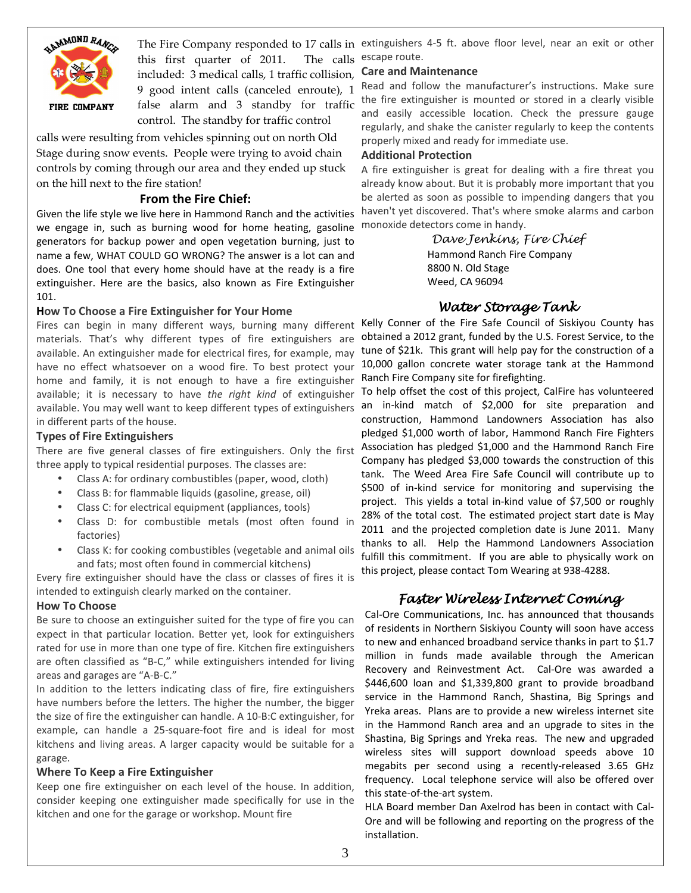The Fire Company responded to 17 calls in this first quarter of 2011. The calls included: 3 medical calls, 1 traffic collision, 9 good intent calls (canceled enroute), 1 false alarm and 3 standby for traffic control. The standby for traffic control calls were resulting from vehicles spinning out on north Old Stage during snow events. People were trying to avoid chain controls by coming through our area and they ended up stuck on the hill next to the fire station!

## From the Fire Chief:

Given the life style we live here in Hammond Ranch and the activities we engage in, such as burning wood for home heating, gasoline generators for backup power and open vegetation burning, just to name a few, WHAT COULD GO WRONG? The answer is a lot can and does. One tool that every home should have at the ready is a fire extinguisher. Here are the basics, also known as Fire Extinguisher 101.

### How To Choose a Fire Extinguisher for Your Home

Fires can begin in many different ways, burning many different materials. That's why different types of fire extinguishers are available. An extinguisher made for electrical fires, for example, may have no effect whatsoever on a wood fire. To best protect your home and family, it is not enough to have a fire extinguisher available; it is necessary to have *the right kind* of extinguisher available. You may well want to keep different types of extinguishers in different parts of the house.

### Types of Fire Extinguishers

There are five general classes of fire extinguishers. Only the first three apply to typical residential purposes. The classes are:

- Class A: for ordinary combustibles (paper, wood, cloth)
- Class B: for flammable liquids (gasoline, grease, oil)
- Class C: for electrical equipment (appliances, tools)
- Class D: for combustible metals (most often found in factories)
- Class K: for cooking combustibles (vegetable and animal oils and fats; most often found in commercial kitchens)

Every fire extinguisher should have the class or classes of fires it is intended to extinguish clearly marked on the container.

### How To Choose

Be sure to choose an extinguisher suited for the type of fire you can expect in that particular location. Better yet, look for extinguishers rated for use in more than one type of fire. Kitchen fire extinguishers are often classified as "B-C," while extinguishers intended for living areas and garages are "A-B-C."

In addition to the letters indicating class of fire, fire extinguishers have numbers before the letters. The higher the number, the bigger the size of fire the extinguisher can handle. A 10-B:C extinguisher, for example, can handle a 25-square-foot fire and is ideal for most kitchens and living areas. A larger capacity would be suitable for a garage.

### Where To Keep a Fire Extinguisher

Keep one fire extinguisher on each level of the house. In addition, consider keeping one extinguisher made specifically for use in the kitchen and one for the garage or workshop. Mount fire extinguishers 4-5 ft. above floor level, near an exit or other escape route.

### Care and Maintenance

Read and follow the manufacturer's instructions. Make sure the fire extinguisher is mounted or stored in a clearly visible and easily accessible location. Check the pressure gauge regularly, and shake the canister regularly to keep the contents properly mixed and ready for immediate use.

### Additional Protection

A fire extinguisher is great for dealing with a fire threat you already know about. But it is probably more important that you be alerted as soon as possible to impending dangers that you haven't yet discovered. That's where smoke alarms and carbon monoxide detectors come in handy.

*Dave Jenkins, Fire Chief*
Hammond Ranch Fire Company
8800 N. Old Stage
Weed, CA 96094

## *Water Storage Tank*

Kelly Conner of the Fire Safe Council of Siskiyou County has obtained a 2012 grant, funded by the U.S. Forest Service, to the tune of $21k. This grant will help pay for the construction of a 10,000 gallon concrete water storage tank at the Hammond Ranch Fire Company site for firefighting.

To help offset the cost of this project, CalFire has volunteered an in-kind match of $2,000 for site preparation and construction, Hammond Landowners Association has also pledged $1,000 worth of labor, Hammond Ranch Fire Fighters Association has pledged $1,000 and the Hammond Ranch Fire Company has pledged $3,000 towards the construction of this tank. The Weed Area Fire Safe Council will contribute up to $500 of in-kind service for monitoring and supervising the project. This yields a total in-kind value of $7,500 or roughly 28% of the total cost. The estimated project start date is May 2011 and the projected completion date is June 2011. Many thanks to all. Help the Hammond Landowners Association fulfill this commitment. If you are able to physically work on this project, please contact Tom Wearing at 938-4288.

## *Faster Wireless Internet Coming*

Cal-Ore Communications, Inc. has announced that thousands of residents in Northern Siskiyou County will soon have access to new and enhanced broadband service thanks in part to $1.7 million in funds made available through the American Recovery and Reinvestment Act. Cal-Ore was awarded a $446,600 loan and $1,339,800 grant to provide broadband service in the Hammond Ranch, Shastina, Big Springs and Yreka areas. Plans are to provide a new wireless internet site in the Hammond Ranch area and an upgrade to sites in the Shastina, Big Springs and Yreka reas. The new and upgraded wireless sites will support download speeds above 10 megabits per second using a recently-released 3.65 GHz frequency. Local telephone service will also be offered over this state-of-the-art system.

HLA Board member Dan Axelrod has been in contact with Cal-Ore and will be following and reporting on the progress of the installation.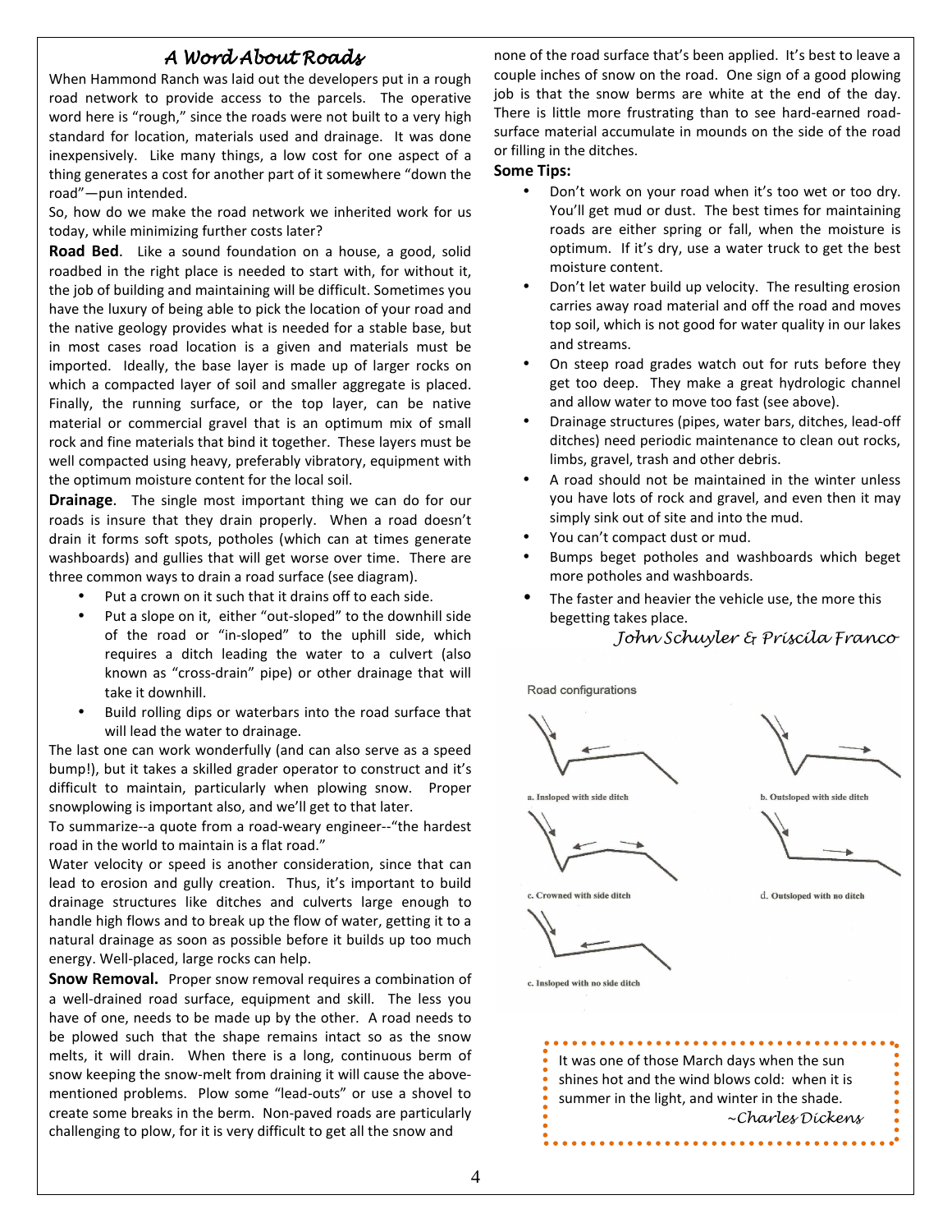## *A Word About Roads*

When Hammond Ranch was laid out the developers put in a rough road network to provide access to the parcels. The operative word here is "rough," since the roads were not built to a very high standard for location, materials used and drainage. It was done inexpensively. Like many things, a low cost for one aspect of a thing generates a cost for another part of it somewhere "down the road"—pun intended.

So, how do we make the road network we inherited work for us today, while minimizing further costs later?

**Road Bed**. Like a sound foundation on a house, a good, solid roadbed in the right place is needed to start with, for without it, the job of building and maintaining will be difficult. Sometimes you have the luxury of being able to pick the location of your road and the native geology provides what is needed for a stable base, but in most cases road location is a given and materials must be imported. Ideally, the base layer is made up of larger rocks on which a compacted layer of soil and smaller aggregate is placed. Finally, the running surface, or the top layer, can be native material or commercial gravel that is an optimum mix of small rock and fine materials that bind it together. These layers must be well compacted using heavy, preferably vibratory, equipment with the optimum moisture content for the local soil.

**Drainage**. The single most important thing we can do for our roads is insure that they drain properly. When a road doesn't drain it forms soft spots, potholes (which can at times generate washboards) and gullies that will get worse over time. There are three common ways to drain a road surface (see diagram).

- Put a crown on it such that it drains off to each side.
- Put a slope on it, either "out-sloped" to the downhill side of the road or "in-sloped" to the uphill side, which requires a ditch leading the water to a culvert (also known as "cross-drain" pipe) or other drainage that will take it downhill.
- Build rolling dips or waterbars into the road surface that will lead the water to drainage.

The last one can work wonderfully (and can also serve as a speed bump!), but it takes a skilled grader operator to construct and it's difficult to maintain, particularly when plowing snow. Proper snowplowing is important also, and we'll get to that later.

To summarize--a quote from a road-weary engineer--"the hardest road in the world to maintain is a flat road."

Water velocity or speed is another consideration, since that can lead to erosion and gully creation. Thus, it's important to build drainage structures like ditches and culverts large enough to handle high flows and to break up the flow of water, getting it to a natural drainage as soon as possible before it builds up too much energy. Well-placed, large rocks can help.

**Snow Removal.** Proper snow removal requires a combination of a well-drained road surface, equipment and skill. The less you have of one, needs to be made up by the other. A road needs to be plowed such that the shape remains intact so as the snow melts, it will drain. When there is a long, continuous berm of snow keeping the snow-melt from draining it will cause the above-mentioned problems. Plow some "lead-outs" or use a shovel to create some breaks in the berm. Non-paved roads are particularly challenging to plow, for it is very difficult to get all the snow and none of the road surface that's been applied. It's best to leave a couple inches of snow on the road. One sign of a good plowing job is that the snow berms are white at the end of the day. There is little more frustrating than to see hard-earned road-surface material accumulate in mounds on the side of the road or filling in the ditches.

**Some Tips:**

- Don't work on your road when it's too wet or too dry. You'll get mud or dust. The best times for maintaining roads are either spring or fall, when the moisture is optimum. If it's dry, use a water truck to get the best moisture content.
- Don't let water build up velocity. The resulting erosion carries away road material and off the road and moves top soil, which is not good for water quality in our lakes and streams.
- On steep road grades watch out for ruts before they get too deep. They make a great hydrologic channel and allow water to move too fast (see above).
- Drainage structures (pipes, water bars, ditches, lead-off ditches) need periodic maintenance to clean out rocks, limbs, gravel, trash and other debris.
- A road should not be maintained in the winter unless you have lots of rock and gravel, and even then it may simply sink out of site and into the mud.
- You can't compact dust or mud.
- Bumps beget potholes and washboards which beget more potholes and washboards.
- The faster and heavier the vehicle use, the more this begetting takes place.

*John Schuyler & Priscila Franco*

Road configurations

a. Insloped with side ditch

b. Outsloped with side ditch

c. Crowned with side ditch

d. Outsloped with no ditch

e. Insloped with no side ditch

> It was one of those March days when the sun shines hot and the wind blows cold: when it is summer in the light, and winter in the shade.
>
> *~Charles Dickens*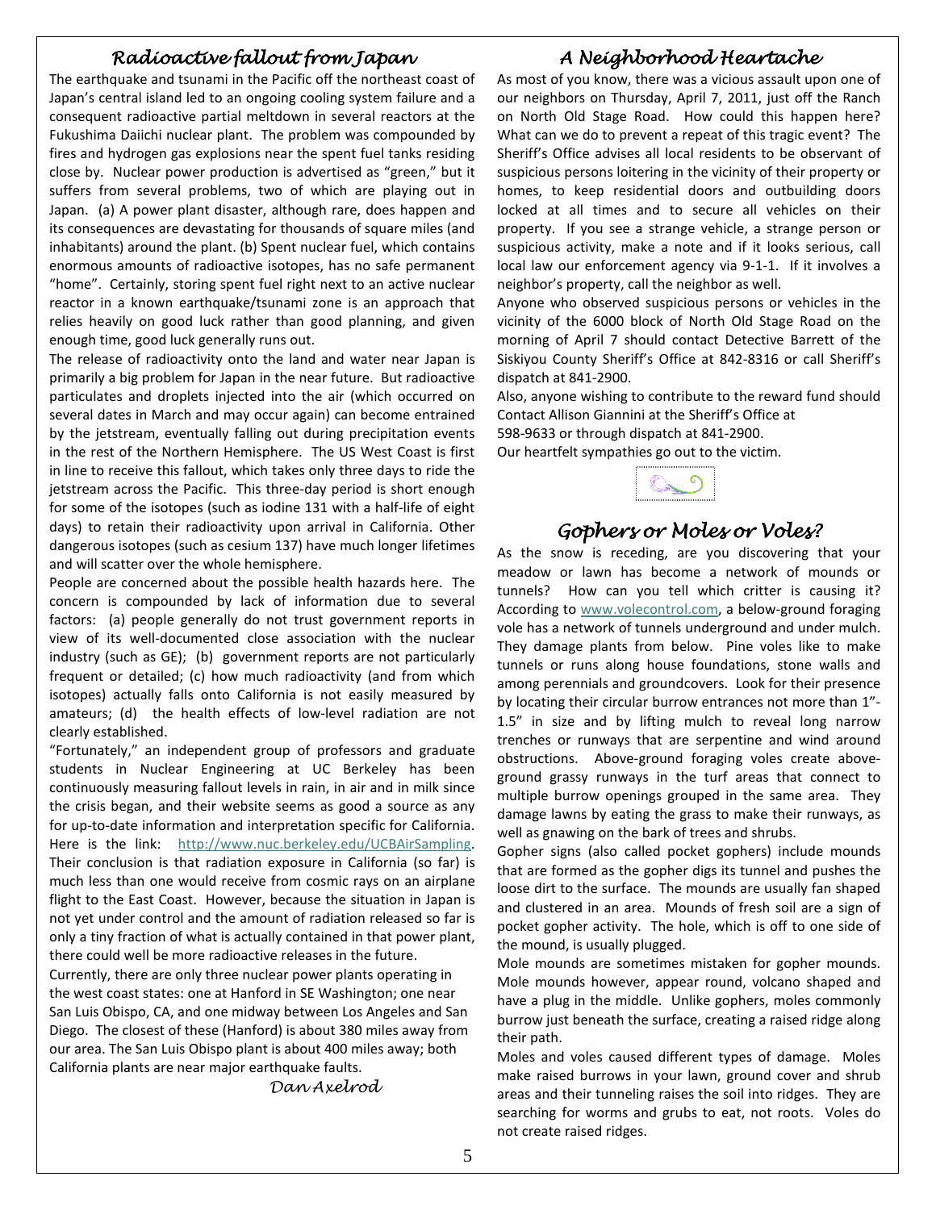## *Radioactive fallout from Japan*

The earthquake and tsunami in the Pacific off the northeast coast of Japan's central island led to an ongoing cooling system failure and a consequent radioactive partial meltdown in several reactors at the Fukushima Daiichi nuclear plant. The problem was compounded by fires and hydrogen gas explosions near the spent fuel tanks residing close by. Nuclear power production is advertised as "green," but it suffers from several problems, two of which are playing out in Japan. (a) A power plant disaster, although rare, does happen and its consequences are devastating for thousands of square miles (and inhabitants) around the plant. (b) Spent nuclear fuel, which contains enormous amounts of radioactive isotopes, has no safe permanent "home". Certainly, storing spent fuel right next to an active nuclear reactor in a known earthquake/tsunami zone is an approach that relies heavily on good luck rather than good planning, and given enough time, good luck generally runs out.

The release of radioactivity onto the land and water near Japan is primarily a big problem for Japan in the near future. But radioactive particulates and droplets injected into the air (which occurred on several dates in March and may occur again) can become entrained by the jetstream, eventually falling out during precipitation events in the rest of the Northern Hemisphere. The US West Coast is first in line to receive this fallout, which takes only three days to ride the jetstream across the Pacific. This three-day period is short enough for some of the isotopes (such as iodine 131 with a half-life of eight days) to retain their radioactivity upon arrival in California. Other dangerous isotopes (such as cesium 137) have much longer lifetimes and will scatter over the whole hemisphere.

People are concerned about the possible health hazards here. The concern is compounded by lack of information due to several factors: (a) people generally do not trust government reports in view of its well-documented close association with the nuclear industry (such as GE); (b) government reports are not particularly frequent or detailed; (c) how much radioactivity (and from which isotopes) actually falls onto California is not easily measured by amateurs; (d) the health effects of low-level radiation are not clearly established.

"Fortunately," an independent group of professors and graduate students in Nuclear Engineering at UC Berkeley has been continuously measuring fallout levels in rain, in air and in milk since the crisis began, and their website seems as good a source as any for up-to-date information and interpretation specific for California. Here is the link: http://www.nuc.berkeley.edu/UCBAirSampling. Their conclusion is that radiation exposure in California (so far) is much less than one would receive from cosmic rays on an airplane flight to the East Coast. However, because the situation in Japan is not yet under control and the amount of radiation released so far is only a tiny fraction of what is actually contained in that power plant, there could well be more radioactive releases in the future.

Currently, there are only three nuclear power plants operating in the west coast states: one at Hanford in SE Washington; one near San Luis Obispo, CA, and one midway between Los Angeles and San Diego. The closest of these (Hanford) is about 380 miles away from our area. The San Luis Obispo plant is about 400 miles away; both California plants are near major earthquake faults.

*Dan Axelrod*

## *A Neighborhood Heartache*

As most of you know, there was a vicious assault upon one of our neighbors on Thursday, April 7, 2011, just off the Ranch on North Old Stage Road. How could this happen here? What can we do to prevent a repeat of this tragic event? The Sheriff's Office advises all local residents to be observant of suspicious persons loitering in the vicinity of their property or homes, to keep residential doors and outbuilding doors locked at all times and to secure all vehicles on their property. If you see a strange vehicle, a strange person or suspicious activity, make a note and if it looks serious, call local law our enforcement agency via 9-1-1. If it involves a neighbor's property, call the neighbor as well.

Anyone who observed suspicious persons or vehicles in the vicinity of the 6000 block of North Old Stage Road on the morning of April 7 should contact Detective Barrett of the Siskiyou County Sheriff's Office at 842-8316 or call Sheriff's dispatch at 841-2900.

Also, anyone wishing to contribute to the reward fund should Contact Allison Giannini at the Sheriff's Office at 598-9633 or through dispatch at 841-2900.

Our heartfelt sympathies go out to the victim.

## *Gophers or Moles or Voles?*

As the snow is receding, are you discovering that your meadow or lawn has become a network of mounds or tunnels? How can you tell which critter is causing it? According to www.volecontrol.com, a below-ground foraging vole has a network of tunnels underground and under mulch. They damage plants from below. Pine voles like to make tunnels or runs along house foundations, stone walls and among perennials and groundcovers. Look for their presence by locating their circular burrow entrances not more than 1"-1.5" in size and by lifting mulch to reveal long narrow trenches or runways that are serpentine and wind around obstructions. Above-ground foraging voles create above-ground grassy runways in the turf areas that connect to multiple burrow openings grouped in the same area. They damage lawns by eating the grass to make their runways, as well as gnawing on the bark of trees and shrubs.

Gopher signs (also called pocket gophers) include mounds that are formed as the gopher digs its tunnel and pushes the loose dirt to the surface. The mounds are usually fan shaped and clustered in an area. Mounds of fresh soil are a sign of pocket gopher activity. The hole, which is off to one side of the mound, is usually plugged.

Mole mounds are sometimes mistaken for gopher mounds. Mole mounds however, appear round, volcano shaped and have a plug in the middle. Unlike gophers, moles commonly burrow just beneath the surface, creating a raised ridge along their path.

Moles and voles caused different types of damage. Moles make raised burrows in your lawn, ground cover and shrub areas and their tunneling raises the soil into ridges. They are searching for worms and grubs to eat, not roots. Voles do not create raised ridges.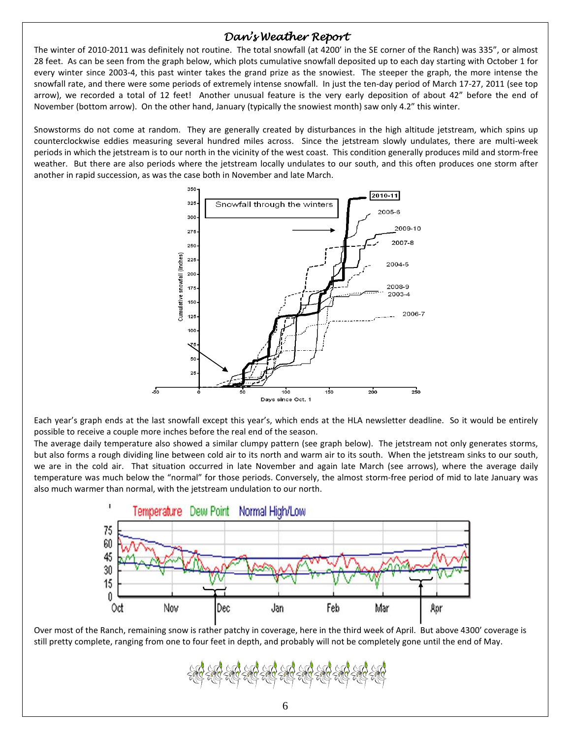# *Dan's Weather Report*

The winter of 2010-2011 was definitely not routine. The total snowfall (at 4200' in the SE corner of the Ranch) was 335", or almost 28 feet. As can be seen from the graph below, which plots cumulative snowfall deposited up to each day starting with October 1 for every winter since 2003-4, this past winter takes the grand prize as the snowiest. The steeper the graph, the more intense the snowfall rate, and there were some periods of extremely intense snowfall. In just the ten-day period of March 17-27, 2011 (see top arrow), we recorded a total of 12 feet! Another unusual feature is the very early deposition of about 42" before the end of November (bottom arrow). On the other hand, January (typically the snowiest month) saw only 4.2" this winter.

Snowstorms do not come at random. They are generally created by disturbances in the high altitude jetstream, which spins up counterclockwise eddies measuring several hundred miles across. Since the jetstream slowly undulates, there are multi-week periods in which the jetstream is to our north in the vicinity of the west coast. This condition generally produces mild and storm-free weather. But there are also periods where the jetstream locally undulates to our south, and this often produces one storm after another in rapid succession, as was the case both in November and late March.

Each year's graph ends at the last snowfall except this year's, which ends at the HLA newsletter deadline. So it would be entirely possible to receive a couple more inches before the real end of the season.

The average daily temperature also showed a similar clumpy pattern (see graph below). The jetstream not only generates storms, but also forms a rough dividing line between cold air to its north and warm air to its south. When the jetstream sinks to our south, we are in the cold air. That situation occurred in late November and again late March (see arrows), where the average daily temperature was much below the "normal" for those periods. Conversely, the almost storm-free period of mid to late January was also much warmer than normal, with the jetstream undulation to our north.

Over most of the Ranch, remaining snow is rather patchy in coverage, here in the third week of April. But above 4300' coverage is still pretty complete, ranging from one to four feet in depth, and probably will not be completely gone until the end of May.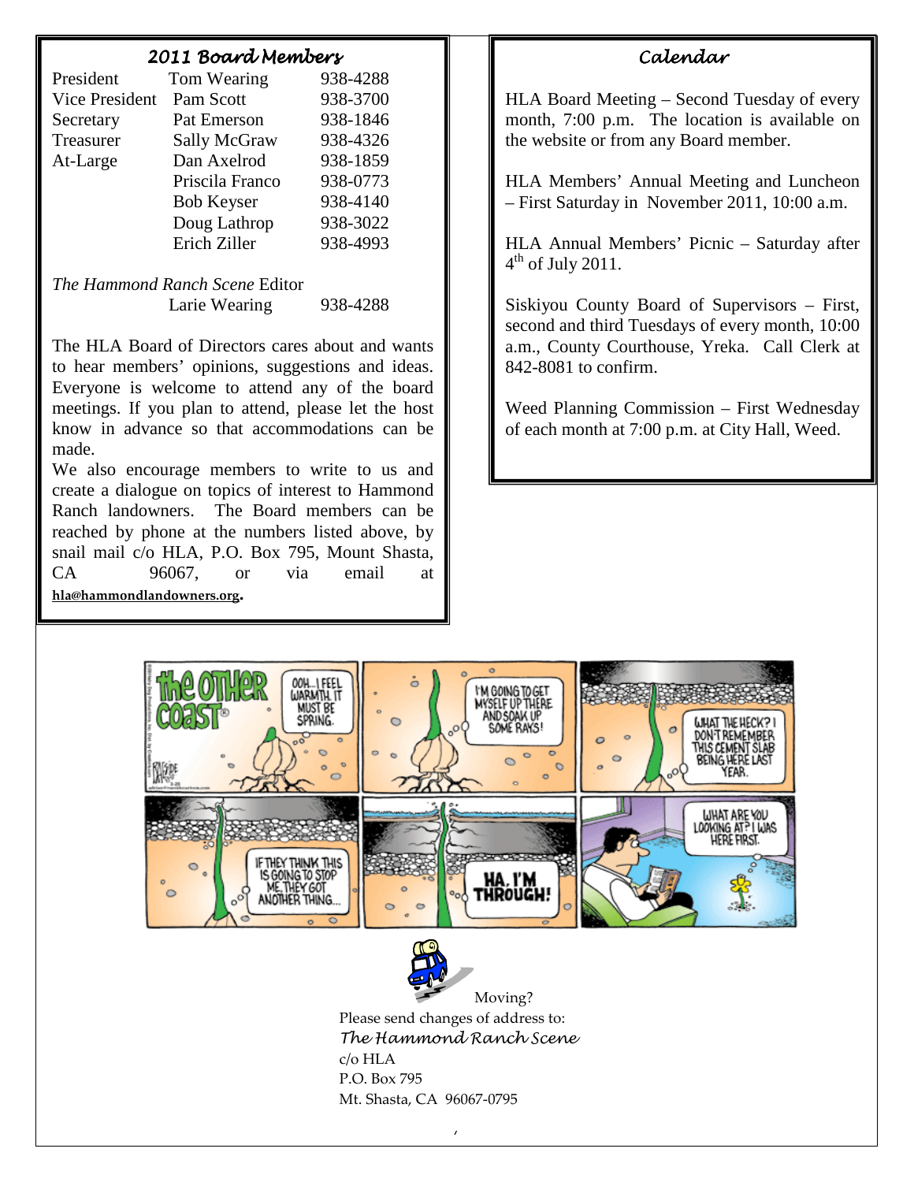## 2011 Board Members

| | | |
|---|---|---|
| President | Tom Wearing | 938-4288 |
| Vice President | Pam Scott | 938-3700 |
| Secretary | Pat Emerson | 938-1846 |
| Treasurer | Sally McGraw | 938-4326 |
| At-Large | Dan Axelrod | 938-1859 |
| | Priscila Franco | 938-0773 |
| | Bob Keyser | 938-4140 |
| | Doug Lathrop | 938-3022 |
| | Erich Ziller | 938-4993 |

*The Hammond Ranch Scene* Editor
Larie Wearing 938-4288

The HLA Board of Directors cares about and wants to hear members' opinions, suggestions and ideas. Everyone is welcome to attend any of the board meetings. If you plan to attend, please let the host know in advance so that accommodations can be made.

We also encourage members to write to us and create a dialogue on topics of interest to Hammond Ranch landowners. The Board members can be reached by phone at the numbers listed above, by snail mail c/o HLA, P.O. Box 795, Mount Shasta, CA 96067, or via email at **hla@hammondlandowners.org**.

## Calendar

HLA Board Meeting – Second Tuesday of every month, 7:00 p.m. The location is available on the website or from any Board member.

HLA Members' Annual Meeting and Luncheon – First Saturday in November 2011, 10:00 a.m.

HLA Annual Members' Picnic – Saturday after 4th of July 2011.

Siskiyou County Board of Supervisors – First, second and third Tuesdays of every month, 10:00 a.m., County Courthouse, Yreka. Call Clerk at 842-8081 to confirm.

Weed Planning Commission – First Wednesday of each month at 7:00 p.m. at City Hall, Weed.

Moving?
Please send changes of address to:
*The Hammond Ranch Scene*
c/o HLA
P.O. Box 795
Mt. Shasta, CA 96067-0795